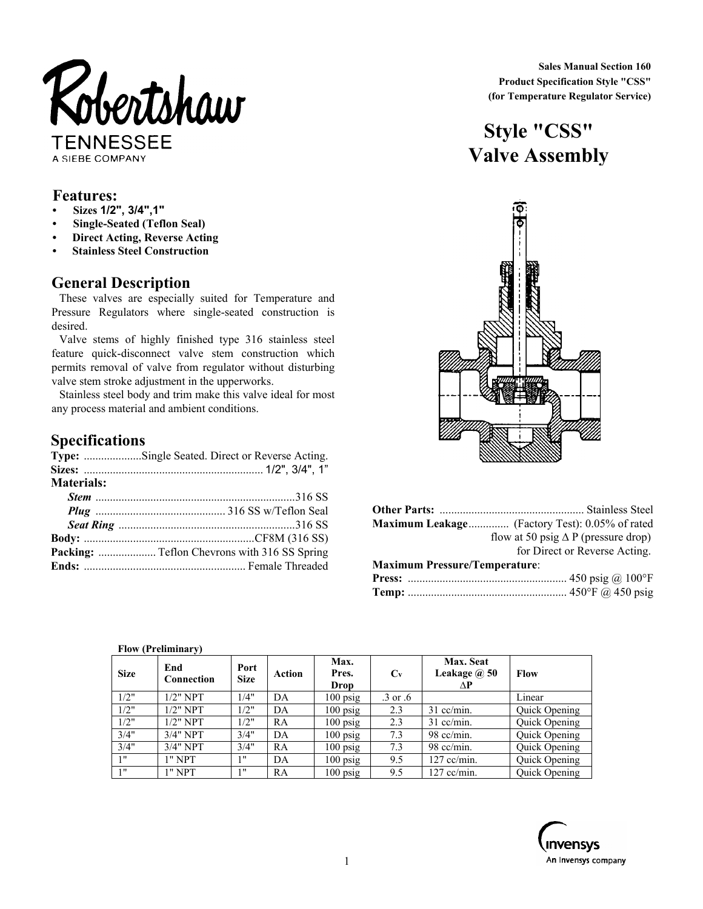Robertshaw
TENNESSEE
A SIEBE COMPANY

**Sales Manual Section 160**
**Product Specification Style "CSS"**
**(for Temperature Regulator Service)**

# Style "CSS" Valve Assembly

## Features:

- **Sizes 1/2", 3/4",1"**
- **Single-Seated (Teflon Seal)**
- **Direct Acting, Reverse Acting**
- **Stainless Steel Construction**

## General Description

These valves are especially suited for Temperature and Pressure Regulators where single-seated construction is desired.

Valve stems of highly finished type 316 stainless steel feature quick-disconnect valve stem construction which permits removal of valve from regulator without disturbing valve stem stroke adjustment in the upperworks.

Stainless steel body and trim make this valve ideal for most any process material and ambient conditions.

## Specifications

**Type:** ....................Single Seated. Direct or Reverse Acting.
**Sizes:** ............................................................. 1/2", 3/4", 1"
**Materials:**
***Stem*** ....................................................................316 SS
***Plug*** ............................................ 316 SS w/Teflon Seal
***Seat Ring*** ............................................................316 SS
**Body:** ..........................................................CF8M (316 SS)
**Packing:** .................... Teflon Chevrons with 316 SS Spring
**Ends:** ........................................................ Female Threaded

**Other Parts:** ................................................. Stainless Steel
**Maximum Leakage**.............. (Factory Test): 0.05% of rated flow at 50 psig Δ P (pressure drop) for Direct or Reverse Acting.
**Maximum Pressure/Temperature**:
**Press:** ...................................................... 450 psig @ 100°F
**Temp:** ...................................................... 450°F @ 450 psig

**Flow (Preliminary)**

| Size | End Connection | Port Size | Action | Max. Pres. Drop | $C_v$ | Max. Seat Leakage @ 50 ΔP | Flow |
|---|---|---|---|---|---|---|---|
| 1/2" | 1/2" NPT | 1/4" | DA | 100 psig | .3 or .6 | | Linear |
| 1/2" | 1/2" NPT | 1/2" | DA | 100 psig | 2.3 | 31 cc/min. | Quick Opening |
| 1/2" | 1/2" NPT | 1/2" | RA | 100 psig | 2.3 | 31 cc/min. | Quick Opening |
| 3/4" | 3/4" NPT | 3/4" | DA | 100 psig | 7.3 | 98 cc/min. | Quick Opening |
| 3/4" | 3/4" NPT | 3/4" | RA | 100 psig | 7.3 | 98 cc/min. | Quick Opening |
| 1" | 1" NPT | 1" | DA | 100 psig | 9.5 | 127 cc/min. | Quick Opening |
| 1" | 1" NPT | 1" | RA | 100 psig | 9.5 | 127 cc/min. | Quick Opening |

invensys
An Invensys company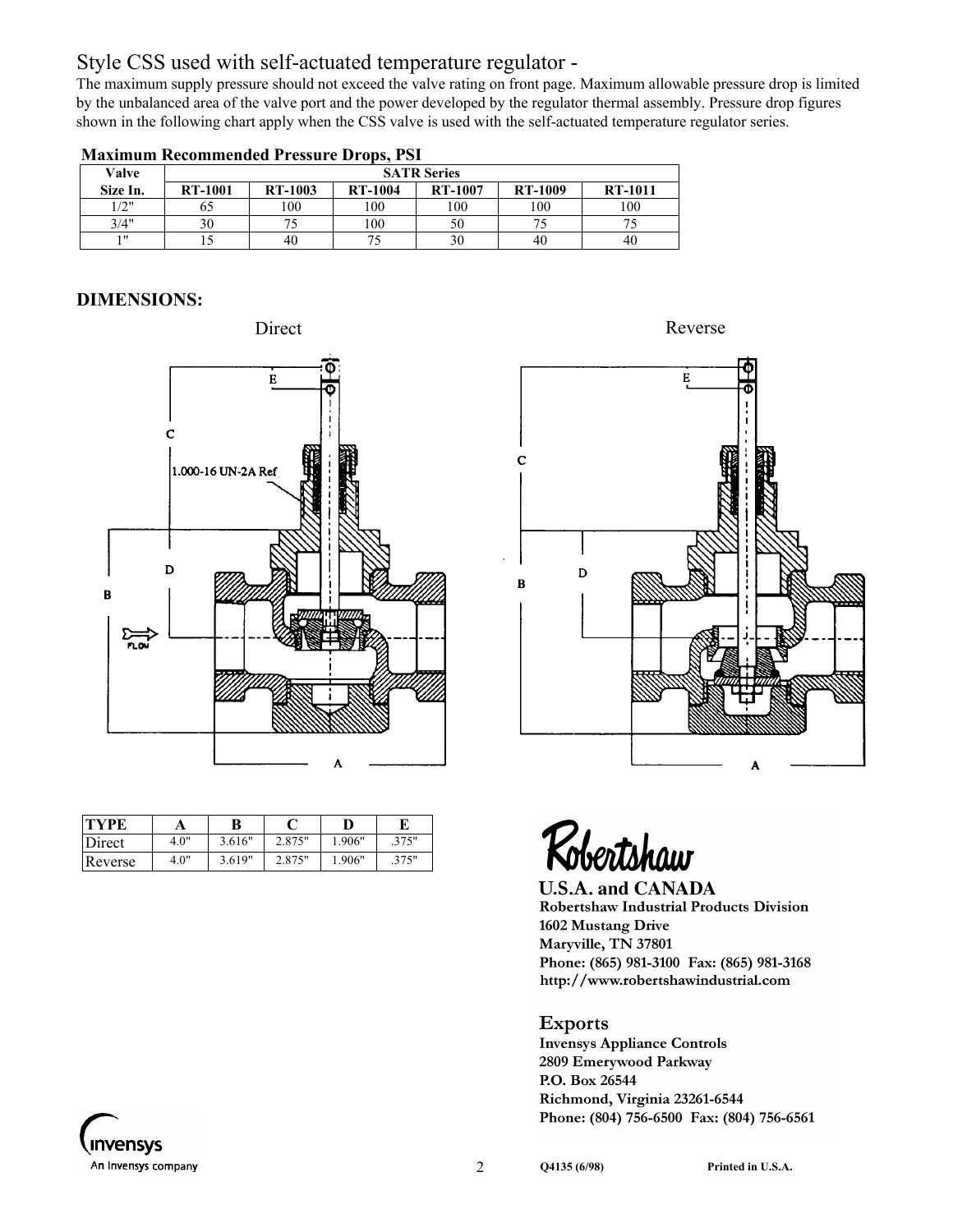## Style CSS used with self-actuated temperature regulator -

The maximum supply pressure should not exceed the valve rating on front page. Maximum allowable pressure drop is limited by the unbalanced area of the valve port and the power developed by the regulator thermal assembly. Pressure drop figures shown in the following chart apply when the CSS valve is used with the self-actuated temperature regulator series.

**Maximum Recommended Pressure Drops, PSI**

| Valve | SATR Series | | | | | |
|---|---|---|---|---|---|---|
| Size In. | RT-1001 | RT-1003 | RT-1004 | RT-1007 | RT-1009 | RT-1011 |
| 1/2" | 65 | 100 | 100 | 100 | 100 | 100 |
| 3/4" | 30 | 75 | 100 | 50 | 75 | 75 |
| 1" | 15 | 40 | 75 | 30 | 40 | 40 |

**DIMENSIONS:**

Direct

E

C

1.000-16 UN-2A Ref

D

B

FLOW

A

Reverse

E

C

D

B

A

| TYPE | A | B | C | D | E |
|---|---|---|---|---|---|
| Direct | 4.0" | 3.616" | 2.875" | 1.906" | .375" |
| Reverse | 4.0" | 3.619" | 2.875" | 1.906" | .375" |

Robertshaw

**U.S.A. and CANADA**
**Robertshaw Industrial Products Division**
**1602 Mustang Drive**
**Maryville, TN 37801**
**Phone: (865) 981-3100 Fax: (865) 981-3168**
**http://www.robertshawindustrial.com**

**Exports**
**Invensys Appliance Controls**
**2809 Emerywood Parkway**
**P.O. Box 26544**
**Richmond, Virginia 23261-6544**
**Phone: (804) 756-6500 Fax: (804) 756-6561**

invensys
An Invensys company

Q4135 (6/98) Printed in U.S.A.